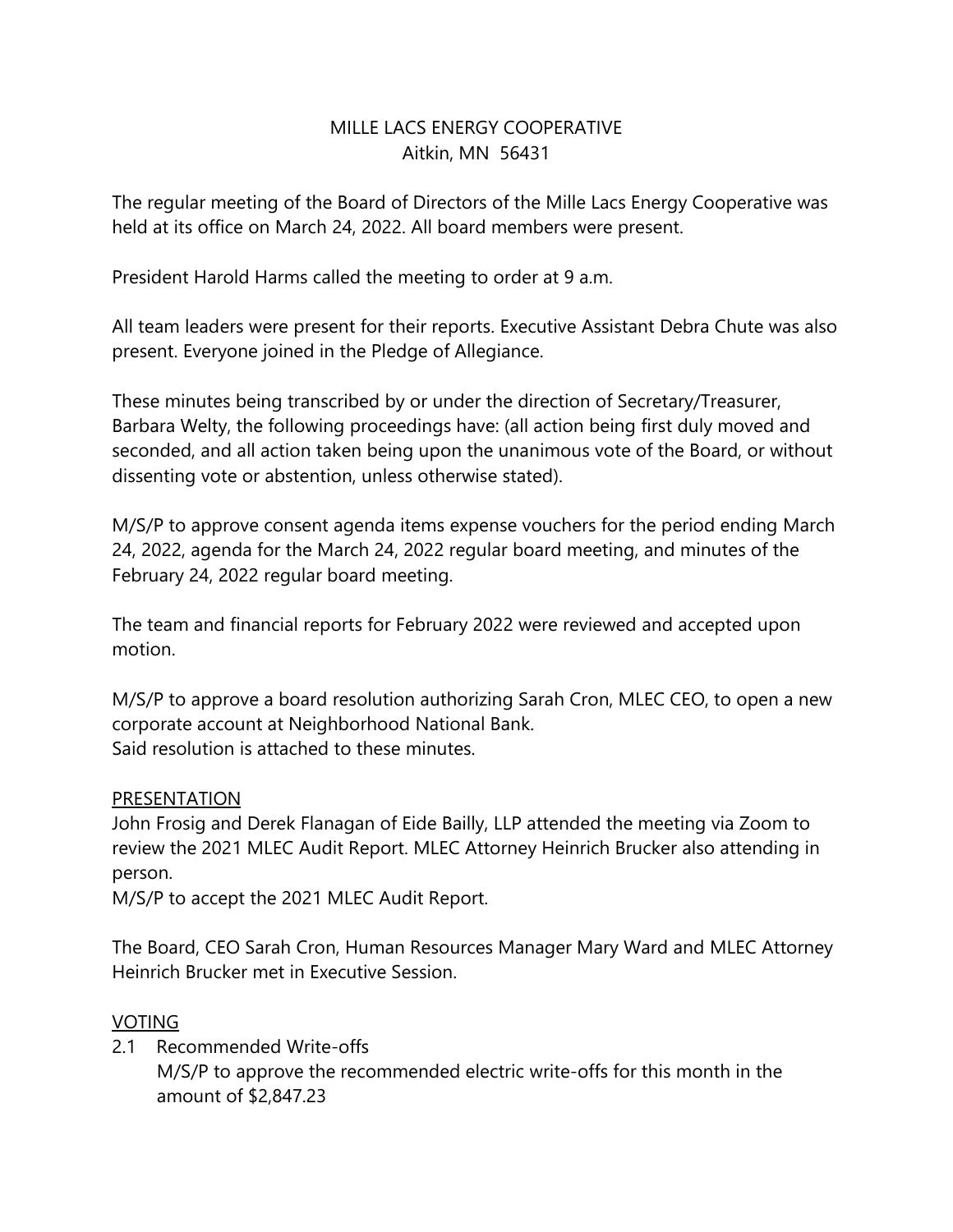MILLE LACS ENERGY COOPERATIVE
Aitkin, MN 56431

The regular meeting of the Board of Directors of the Mille Lacs Energy Cooperative was held at its office on March 24, 2022. All board members were present.

President Harold Harms called the meeting to order at 9 a.m.

All team leaders were present for their reports. Executive Assistant Debra Chute was also present. Everyone joined in the Pledge of Allegiance.

These minutes being transcribed by or under the direction of Secretary/Treasurer, Barbara Welty, the following proceedings have: (all action being first duly moved and seconded, and all action taken being upon the unanimous vote of the Board, or without dissenting vote or abstention, unless otherwise stated).

M/S/P to approve consent agenda items expense vouchers for the period ending March 24, 2022, agenda for the March 24, 2022 regular board meeting, and minutes of the February 24, 2022 regular board meeting.

The team and financial reports for February 2022 were reviewed and accepted upon motion.

M/S/P to approve a board resolution authorizing Sarah Cron, MLEC CEO, to open a new corporate account at Neighborhood National Bank.
Said resolution is attached to these minutes.

PRESENTATION

John Frosig and Derek Flanagan of Eide Bailly, LLP attended the meeting via Zoom to review the 2021 MLEC Audit Report. MLEC Attorney Heinrich Brucker also attending in person.
M/S/P to accept the 2021 MLEC Audit Report.

The Board, CEO Sarah Cron, Human Resources Manager Mary Ward and MLEC Attorney Heinrich Brucker met in Executive Session.

VOTING

2.1 Recommended Write-offs
M/S/P to approve the recommended electric write-offs for this month in the amount of $2,847.23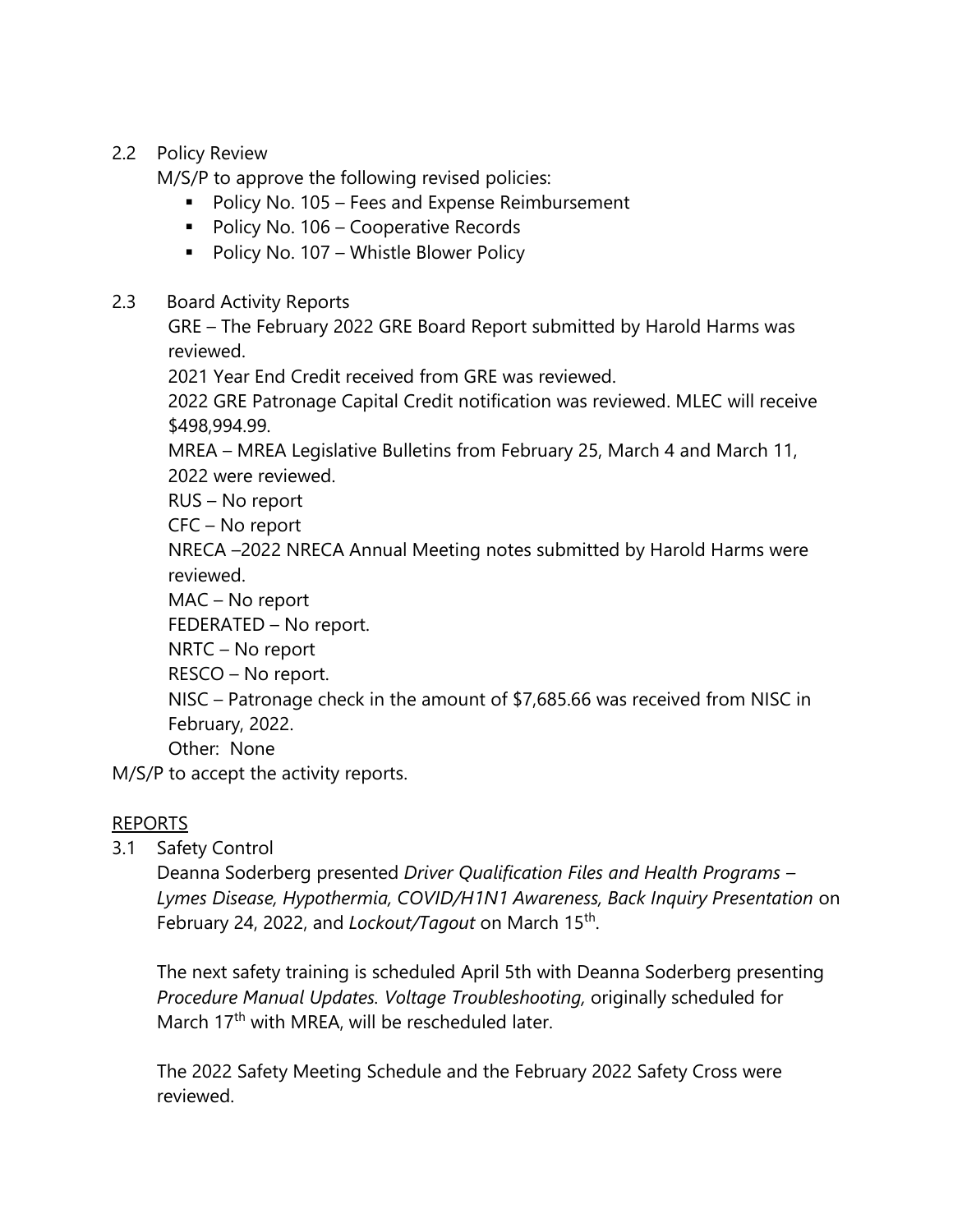2.2 Policy Review

M/S/P to approve the following revised policies:

- Policy No. 105 – Fees and Expense Reimbursement
- Policy No. 106 – Cooperative Records
- Policy No. 107 – Whistle Blower Policy

2.3 Board Activity Reports

GRE – The February 2022 GRE Board Report submitted by Harold Harms was reviewed.

2021 Year End Credit received from GRE was reviewed.

2022 GRE Patronage Capital Credit notification was reviewed. MLEC will receive $498,994.99.

MREA – MREA Legislative Bulletins from February 25, March 4 and March 11, 2022 were reviewed.

RUS – No report

CFC – No report

NRECA –2022 NRECA Annual Meeting notes submitted by Harold Harms were reviewed.

MAC – No report

FEDERATED – No report.

NRTC – No report

RESCO – No report.

NISC – Patronage check in the amount of $7,685.66 was received from NISC in February, 2022.

Other: None

M/S/P to accept the activity reports.

<u>REPORTS</u>

3.1 Safety Control

Deanna Soderberg presented *Driver Qualification Files and Health Programs – Lymes Disease, Hypothermia, COVID/H1N1 Awareness, Back Inquiry Presentation* on February 24, 2022, and *Lockout/Tagout* on March 15th.

The next safety training is scheduled April 5th with Deanna Soderberg presenting *Procedure Manual Updates*. *Voltage Troubleshooting,* originally scheduled for March 17th with MREA, will be rescheduled later.

The 2022 Safety Meeting Schedule and the February 2022 Safety Cross were reviewed.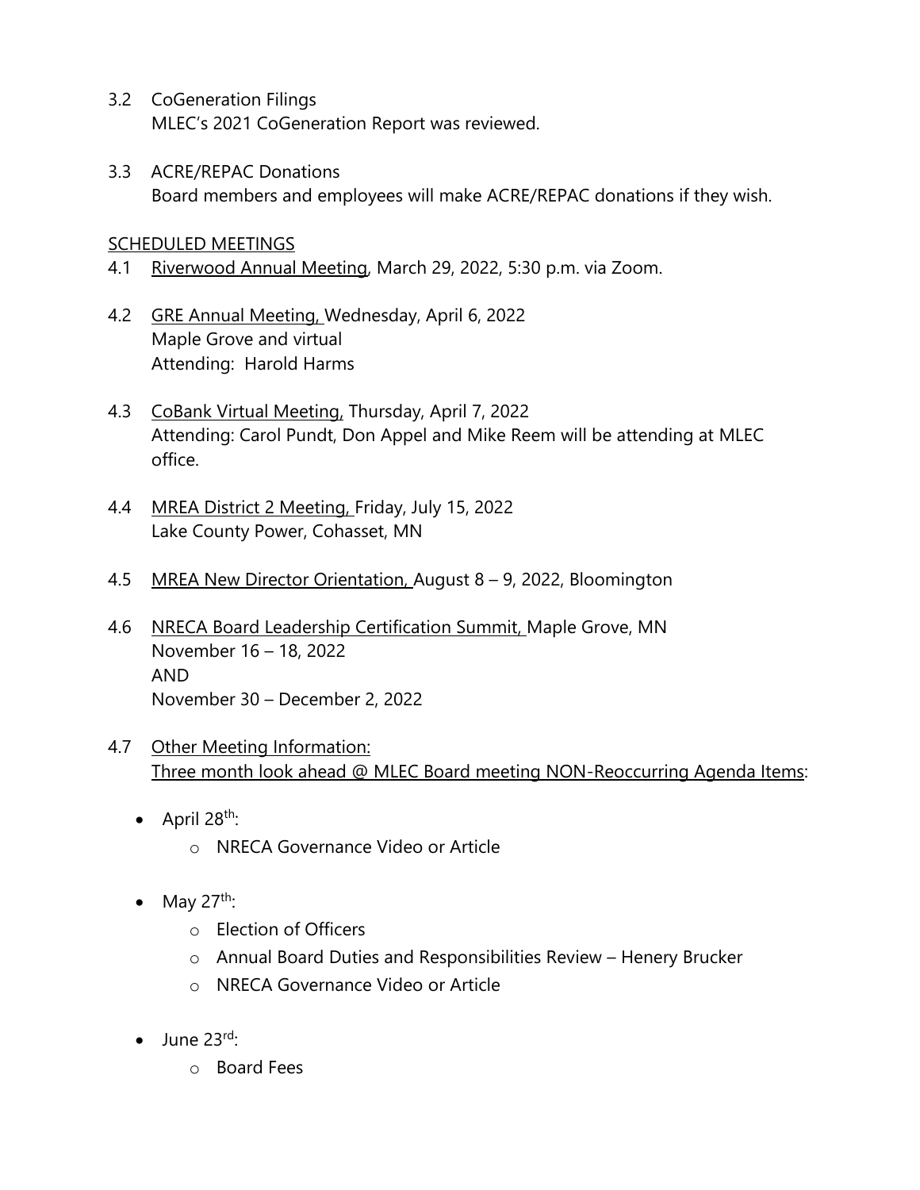3.2 CoGeneration Filings
MLEC's 2021 CoGeneration Report was reviewed.

3.3 ACRE/REPAC Donations
Board members and employees will make ACRE/REPAC donations if they wish.

<u>SCHEDULED MEETINGS</u>

4.1 <u>Riverwood Annual Meeting</u>, March 29, 2022, 5:30 p.m. via Zoom.

4.2 <u>GRE Annual Meeting,</u> Wednesday, April 6, 2022
Maple Grove and virtual
Attending: Harold Harms

4.3 <u>CoBank Virtual Meeting,</u> Thursday, April 7, 2022
Attending: Carol Pundt, Don Appel and Mike Reem will be attending at MLEC office.

4.4 <u>MREA District 2 Meeting,</u> Friday, July 15, 2022
Lake County Power, Cohasset, MN

4.5 <u>MREA New Director Orientation,</u> August 8 – 9, 2022, Bloomington

4.6 <u>NRECA Board Leadership Certification Summit,</u> Maple Grove, MN
November 16 – 18, 2022
AND
November 30 – December 2, 2022

4.7 <u>Other Meeting Information:</u>
<u>Three month look ahead @ MLEC Board meeting NON-Reoccurring Agenda Items</u>:

- April 28th:
  - NRECA Governance Video or Article
- May 27th:
  - Election of Officers
  - Annual Board Duties and Responsibilities Review – Henery Brucker
  - NRECA Governance Video or Article
- June 23rd:
  - Board Fees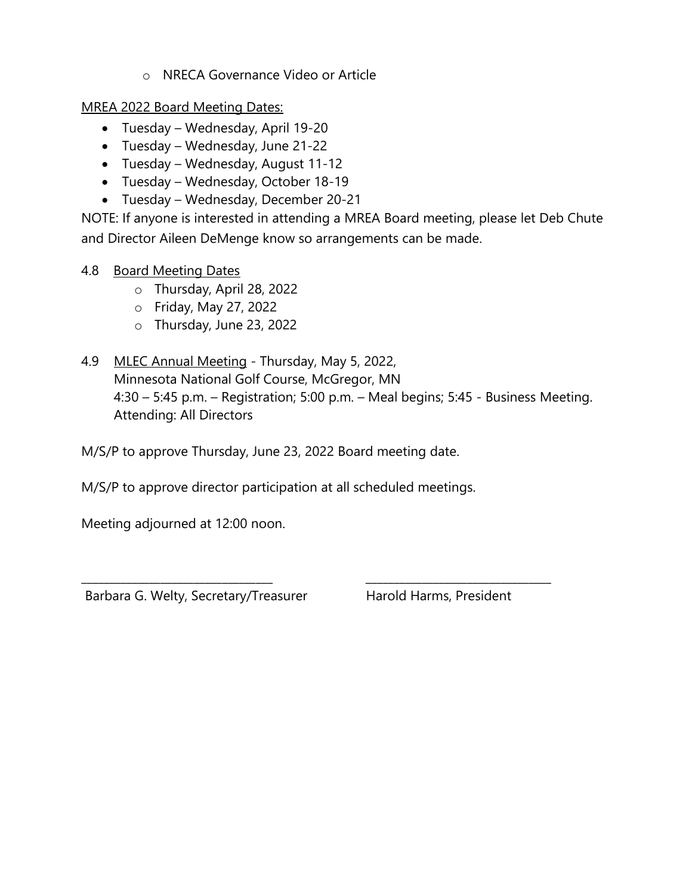- NRECA Governance Video or Article

MREA 2022 Board Meeting Dates:

- Tuesday – Wednesday, April 19-20
- Tuesday – Wednesday, June 21-22
- Tuesday – Wednesday, August 11-12
- Tuesday – Wednesday, October 18-19
- Tuesday – Wednesday, December 20-21

NOTE: If anyone is interested in attending a MREA Board meeting, please let Deb Chute and Director Aileen DeMenge know so arrangements can be made.

4.8 Board Meeting Dates

- Thursday, April 28, 2022
- Friday, May 27, 2022
- Thursday, June 23, 2022

4.9 MLEC Annual Meeting - Thursday, May 5, 2022,
Minnesota National Golf Course, McGregor, MN
4:30 – 5:45 p.m. – Registration; 5:00 p.m. – Meal begins; 5:45 - Business Meeting.
Attending: All Directors

M/S/P to approve Thursday, June 23, 2022 Board meeting date.

M/S/P to approve director participation at all scheduled meetings.

Meeting adjourned at 12:00 noon.

\_\_\_\_\_\_\_\_\_\_\_\_\_\_\_\_\_\_\_\_\_\_\_\_\_\_\_\_\_\_ \_\_\_\_\_\_\_\_\_\_\_\_\_\_\_\_\_\_\_\_\_\_\_\_\_\_\_\_\_\_

Barbara G. Welty, Secretary/Treasurer Harold Harms, President